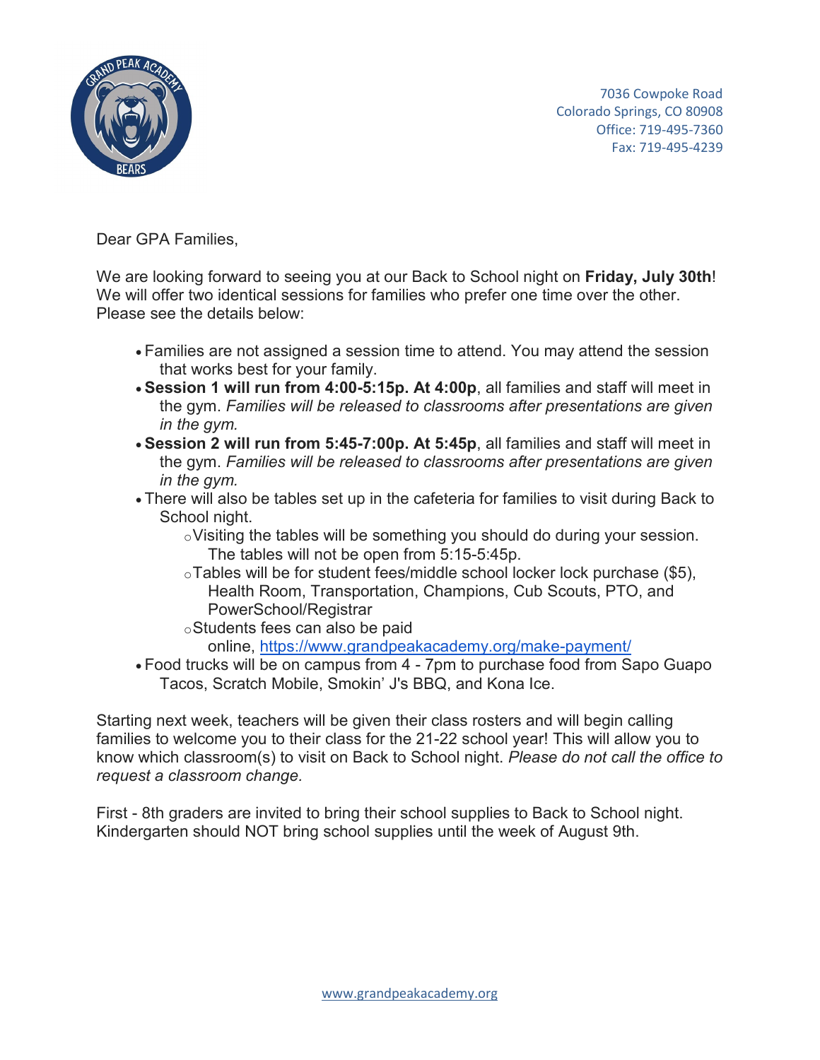7036 Cowpoke Road
Colorado Springs, CO 80908
Office: 719-495-7360
Fax: 719-495-4239

Dear GPA Families,

We are looking forward to seeing you at our Back to School night on **Friday, July 30th**! We will offer two identical sessions for families who prefer one time over the other. Please see the details below:

- Families are not assigned a session time to attend. You may attend the session that works best for your family.
- **Session 1 will run from 4:00-5:15p. At 4:00p**, all families and staff will meet in the gym. *Families will be released to classrooms after presentations are given in the gym.*
- **Session 2 will run from 5:45-7:00p. At 5:45p**, all families and staff will meet in the gym. *Families will be released to classrooms after presentations are given in the gym.*
- There will also be tables set up in the cafeteria for families to visit during Back to School night.
  - Visiting the tables will be something you should do during your session. The tables will not be open from 5:15-5:45p.
  - Tables will be for student fees/middle school locker lock purchase ($5), Health Room, Transportation, Champions, Cub Scouts, PTO, and PowerSchool/Registrar
  - Students fees can also be paid online, [https://www.grandpeakacademy.org/make-payment/](https://www.grandpeakacademy.org/make-payment/)
- Food trucks will be on campus from 4 - 7pm to purchase food from Sapo Guapo Tacos, Scratch Mobile, Smokin' J's BBQ, and Kona Ice.

Starting next week, teachers will be given their class rosters and will begin calling families to welcome you to their class for the 21-22 school year! This will allow you to know which classroom(s) to visit on Back to School night. *Please do not call the office to request a classroom change.*

First - 8th graders are invited to bring their school supplies to Back to School night. Kindergarten should NOT bring school supplies until the week of August 9th.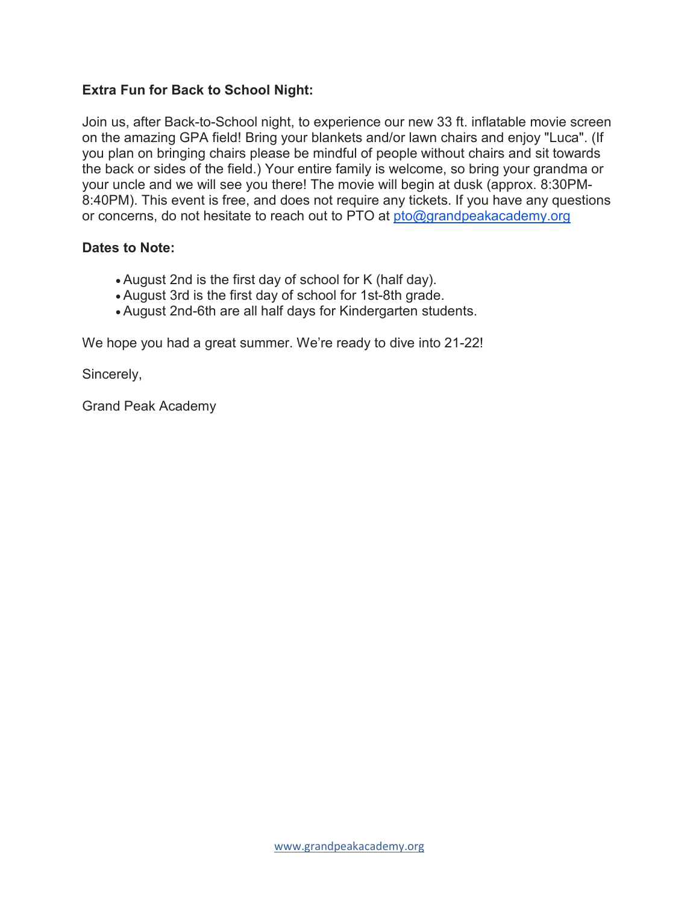**Extra Fun for Back to School Night:**

Join us, after Back-to-School night, to experience our new 33 ft. inflatable movie screen on the amazing GPA field! Bring your blankets and/or lawn chairs and enjoy "Luca". (If you plan on bringing chairs please be mindful of people without chairs and sit towards the back or sides of the field.) Your entire family is welcome, so bring your grandma or your uncle and we will see you there! The movie will begin at dusk (approx. 8:30PM-8:40PM). This event is free, and does not require any tickets. If you have any questions or concerns, do not hesitate to reach out to PTO at pto@grandpeakacademy.org

**Dates to Note:**

- August 2nd is the first day of school for K (half day).
- August 3rd is the first day of school for 1st-8th grade.
- August 2nd-6th are all half days for Kindergarten students.

We hope you had a great summer. We're ready to dive into 21-22!

Sincerely,

Grand Peak Academy